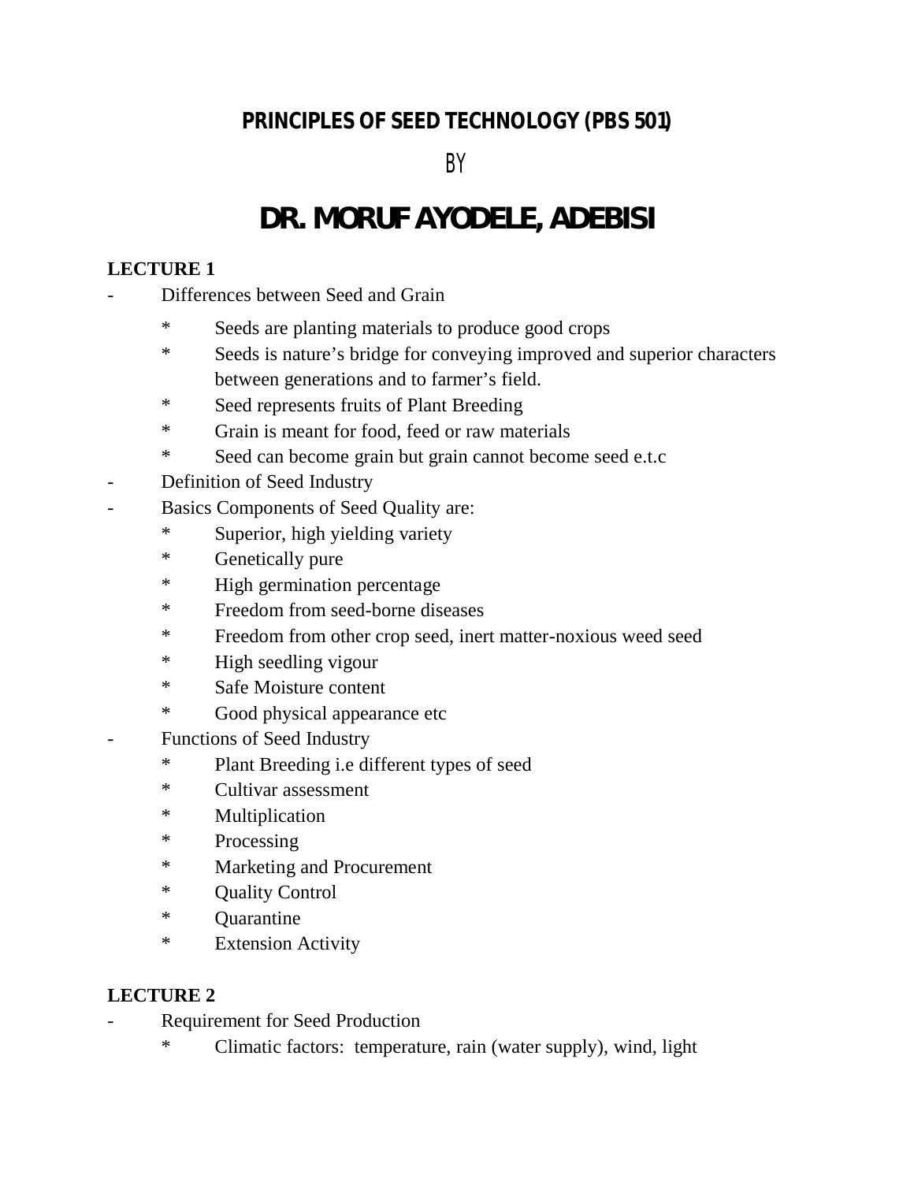# PRINCIPLES OF SEED TECHNOLOGY (PBS 501)

BY

# DR. MORUF AYODELE, ADEBISI

**LECTURE 1**

- Differences between Seed and Grain
  - Seeds are planting materials to produce good crops
  - Seeds is nature's bridge for conveying improved and superior characters between generations and to farmer's field.
  - Seed represents fruits of Plant Breeding
  - Grain is meant for food, feed or raw materials
  - Seed can become grain but grain cannot become seed e.t.c
- Definition of Seed Industry
- Basics Components of Seed Quality are:
  - Superior, high yielding variety
  - Genetically pure
  - High germination percentage
  - Freedom from seed-borne diseases
  - Freedom from other crop seed, inert matter-noxious weed seed
  - High seedling vigour
  - Safe Moisture content
  - Good physical appearance etc
- Functions of Seed Industry
  - Plant Breeding i.e different types of seed
  - Cultivar assessment
  - Multiplication
  - Processing
  - Marketing and Procurement
  - Quality Control
  - Quarantine
  - Extension Activity

**LECTURE 2**

- Requirement for Seed Production
  - Climatic factors: temperature, rain (water supply), wind, light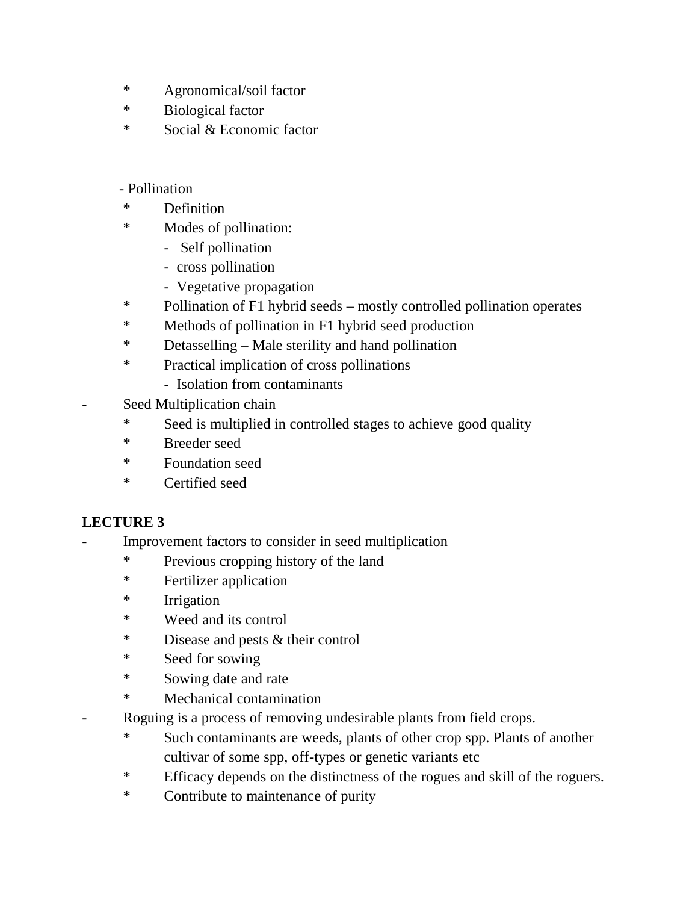* Agronomical/soil factor
  * Biological factor
  * Social & Economic factor

- Pollination
  * Definition
  * Modes of pollination:
    - Self pollination
    - cross pollination
    - Vegetative propagation
  * Pollination of F1 hybrid seeds – mostly controlled pollination operates
  * Methods of pollination in F1 hybrid seed production
  * Detasselling – Male sterility and hand pollination
  * Practical implication of cross pollinations
    - Isolation from contaminants
- Seed Multiplication chain
  * Seed is multiplied in controlled stages to achieve good quality
  * Breeder seed
  * Foundation seed
  * Certified seed

**LECTURE 3**

- Improvement factors to consider in seed multiplication
  * Previous cropping history of the land
  * Fertilizer application
  * Irrigation
  * Weed and its control
  * Disease and pests & their control
  * Seed for sowing
  * Sowing date and rate
  * Mechanical contamination
- Roguing is a process of removing undesirable plants from field crops.
  * Such contaminants are weeds, plants of other crop spp. Plants of another cultivar of some spp, off-types or genetic variants etc
  * Efficacy depends on the distinctness of the rogues and skill of the roguers.
  * Contribute to maintenance of purity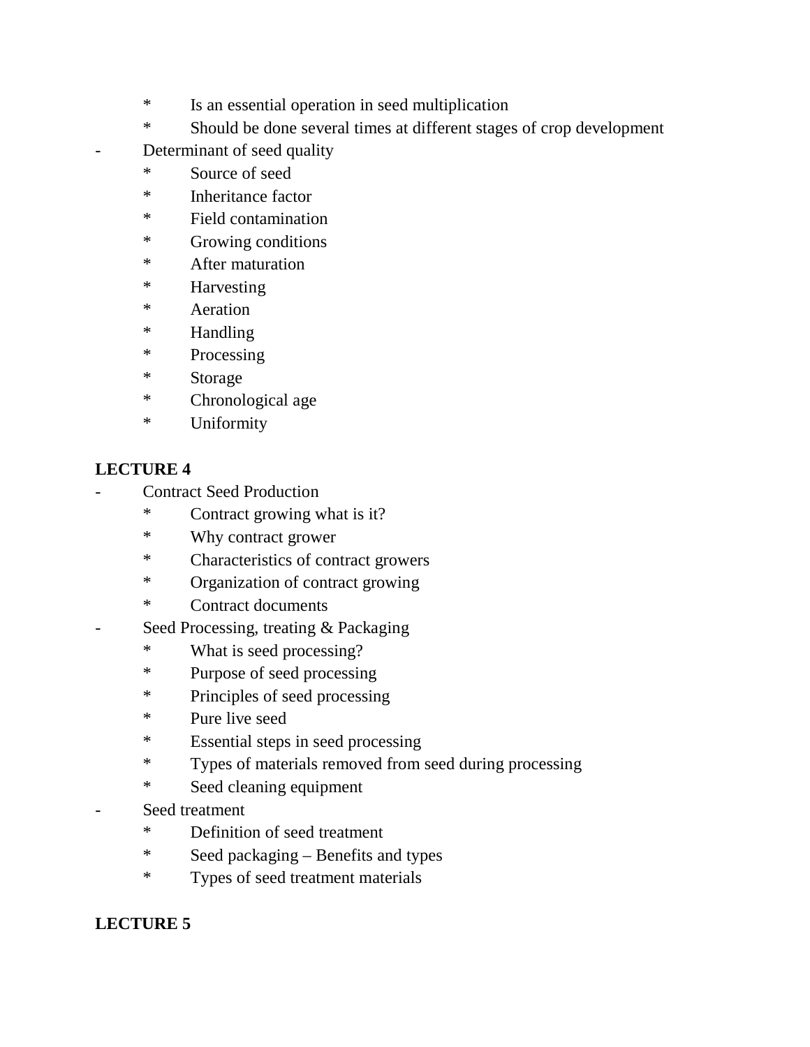* Is an essential operation in seed multiplication
    * Should be done several times at different stages of crop development
- Determinant of seed quality
    * Source of seed
    * Inheritance factor
    * Field contamination
    * Growing conditions
    * After maturation
    * Harvesting
    * Aeration
    * Handling
    * Processing
    * Storage
    * Chronological age
    * Uniformity

**LECTURE 4**

- Contract Seed Production
    * Contract growing what is it?
    * Why contract grower
    * Characteristics of contract growers
    * Organization of contract growing
    * Contract documents
- Seed Processing, treating & Packaging
    * What is seed processing?
    * Purpose of seed processing
    * Principles of seed processing
    * Pure live seed
    * Essential steps in seed processing
    * Types of materials removed from seed during processing
    * Seed cleaning equipment
- Seed treatment
    * Definition of seed treatment
    * Seed packaging – Benefits and types
    * Types of seed treatment materials

**LECTURE 5**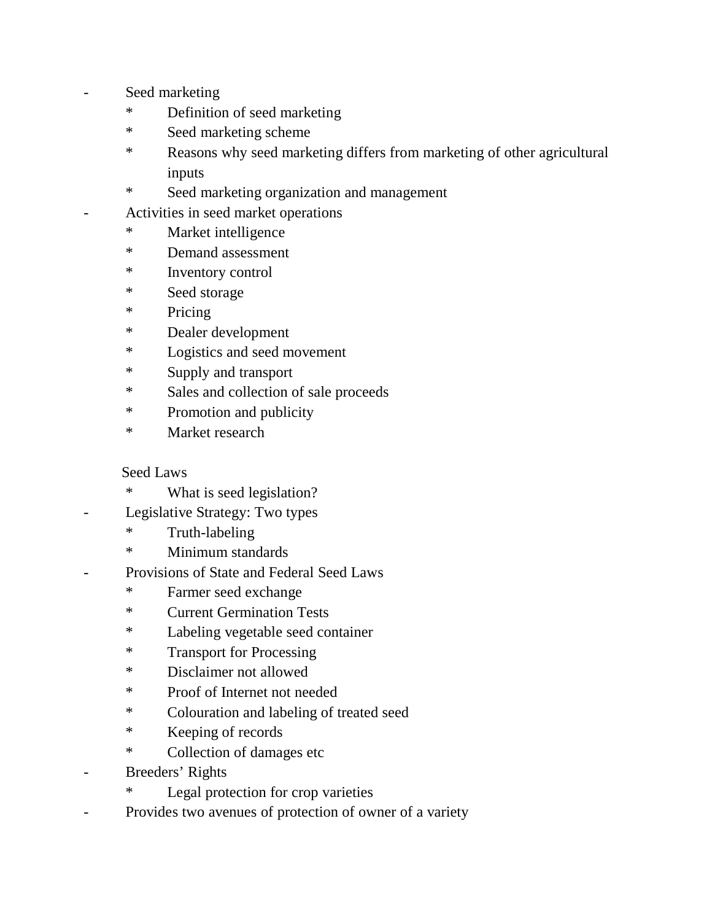- Seed marketing
    - Definition of seed marketing
    - Seed marketing scheme
    - Reasons why seed marketing differs from marketing of other agricultural inputs
    - Seed marketing organization and management
- Activities in seed market operations
    - Market intelligence
    - Demand assessment
    - Inventory control
    - Seed storage
    - Pricing
    - Dealer development
    - Logistics and seed movement
    - Supply and transport
    - Sales and collection of sale proceeds
    - Promotion and publicity
    - Market research

Seed Laws

- What is seed legislation?

- Legislative Strategy: Two types
    - Truth-labeling
    - Minimum standards
- Provisions of State and Federal Seed Laws
    - Farmer seed exchange
    - Current Germination Tests
    - Labeling vegetable seed container
    - Transport for Processing
    - Disclaimer not allowed
    - Proof of Internet not needed
    - Colouration and labeling of treated seed
    - Keeping of records
    - Collection of damages etc
- Breeders' Rights
    - Legal protection for crop varieties
- Provides two avenues of protection of owner of a variety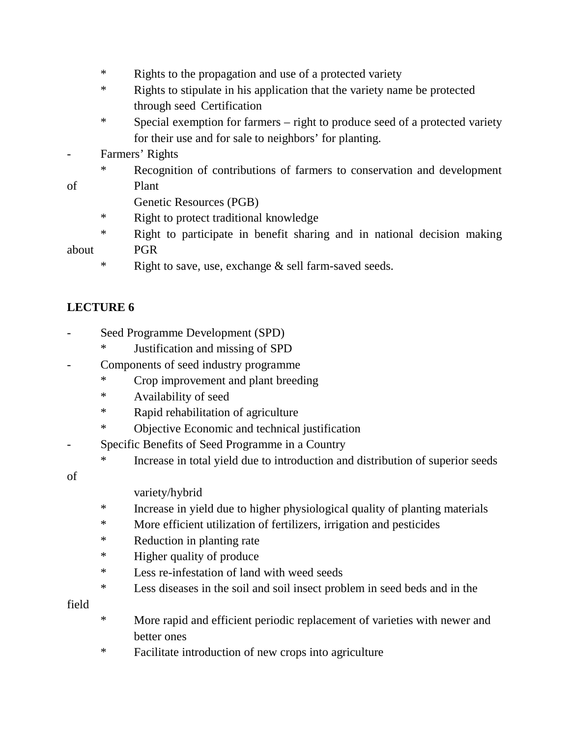- Rights to the propagation and use of a protected variety
- Rights to stipulate in his application that the variety name be protected through seed Certification
- Special exemption for farmers – right to produce seed of a protected variety for their use and for sale to neighbors' for planting.

- Farmers' Rights
  - Recognition of contributions of farmers to conservation and development of Plant Genetic Resources (PGB)
  - Right to protect traditional knowledge
  - Right to participate in benefit sharing and in national decision making about PGR
  - Right to save, use, exchange & sell farm-saved seeds.

**LECTURE 6**

- Seed Programme Development (SPD)
  - Justification and missing of SPD
- Components of seed industry programme
  - Crop improvement and plant breeding
  - Availability of seed
  - Rapid rehabilitation of agriculture
  - Objective Economic and technical justification
- Specific Benefits of Seed Programme in a Country
  - Increase in total yield due to introduction and distribution of superior seeds of variety/hybrid
  - Increase in yield due to higher physiological quality of planting materials
  - More efficient utilization of fertilizers, irrigation and pesticides
  - Reduction in planting rate
  - Higher quality of produce
  - Less re-infestation of land with weed seeds
  - Less diseases in the soil and soil insect problem in seed beds and in the field
  - More rapid and efficient periodic replacement of varieties with newer and better ones
  - Facilitate introduction of new crops into agriculture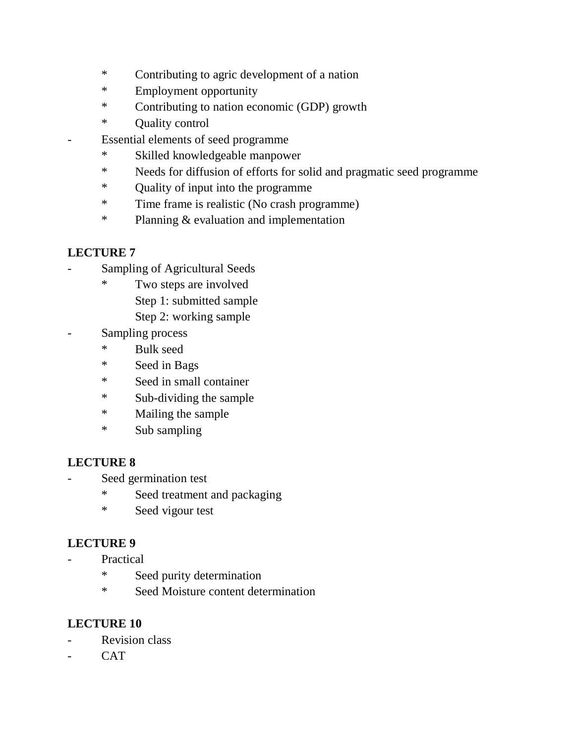- Contributing to agric development of a nation
  - Employment opportunity
  - Contributing to nation economic (GDP) growth
  - Quality control
- Essential elements of seed programme
  - Skilled knowledgeable manpower
  - Needs for diffusion of efforts for solid and pragmatic seed programme
  - Quality of input into the programme
  - Time frame is realistic (No crash programme)
  - Planning & evaluation and implementation

**LECTURE 7**

- Sampling of Agricultural Seeds
  - Two steps are involved

    Step 1: submitted sample

    Step 2: working sample
- Sampling process
  - Bulk seed
  - Seed in Bags
  - Seed in small container
  - Sub-dividing the sample
  - Mailing the sample
  - Sub sampling

**LECTURE 8**

- Seed germination test
  - Seed treatment and packaging
  - Seed vigour test

**LECTURE 9**

- Practical
  - Seed purity determination
  - Seed Moisture content determination

**LECTURE 10**

- Revision class
- CAT